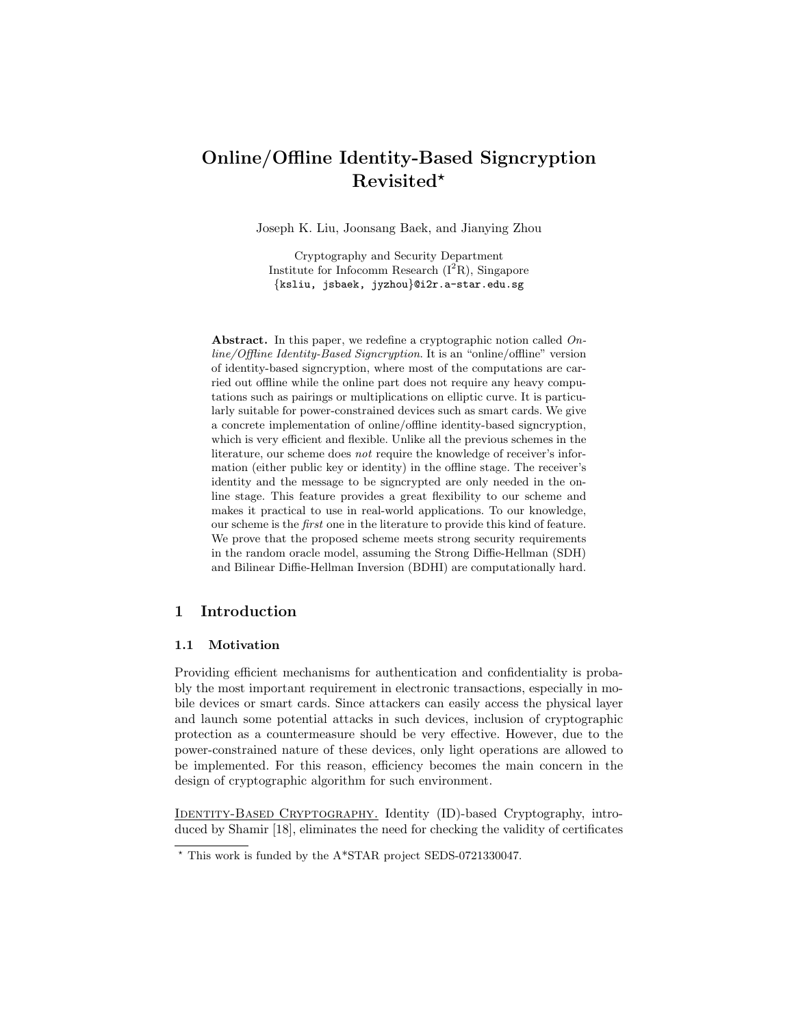# Online/Offline Identity-Based Signcryption Revisited*

Joseph K. Liu, Joonsang Baek, and Jianying Zhou

Cryptography and Security Department
Institute for Infocomm Research ($I^2R$), Singapore
{ksliu, jsbaek, jyzhou}@i2r.a-star.edu.sg

**Abstract.** In this paper, we redefine a cryptographic notion called *Online/Offline Identity-Based Signcryption*. It is an "online/offline" version of identity-based signcryption, where most of the computations are carried out offline while the online part does not require any heavy computations such as pairings or multiplications on elliptic curve. It is particularly suitable for power-constrained devices such as smart cards. We give a concrete implementation of online/offline identity-based signcryption, which is very efficient and flexible. Unlike all the previous schemes in the literature, our scheme does *not* require the knowledge of receiver's information (either public key or identity) in the offline stage. The receiver's identity and the message to be signcrypted are only needed in the online stage. This feature provides a great flexibility to our scheme and makes it practical to use in real-world applications. To our knowledge, our scheme is the *first* one in the literature to provide this kind of feature. We prove that the proposed scheme meets strong security requirements in the random oracle model, assuming the Strong Diffie-Hellman (SDH) and Bilinear Diffie-Hellman Inversion (BDHI) are computationally hard.

## 1 Introduction

### 1.1 Motivation

Providing efficient mechanisms for authentication and confidentiality is probably the most important requirement in electronic transactions, especially in mobile devices or smart cards. Since attackers can easily access the physical layer and launch some potential attacks in such devices, inclusion of cryptographic protection as a countermeasure should be very effective. However, due to the power-constrained nature of these devices, only light operations are allowed to be implemented. For this reason, efficiency becomes the main concern in the design of cryptographic algorithm for such environment.

IDENTITY-BASED CRYPTOGRAPHY. Identity (ID)-based Cryptography, introduced by Shamir [18], eliminates the need for checking the validity of certificates

* This work is funded by the A*STAR project SEDS-0721330047.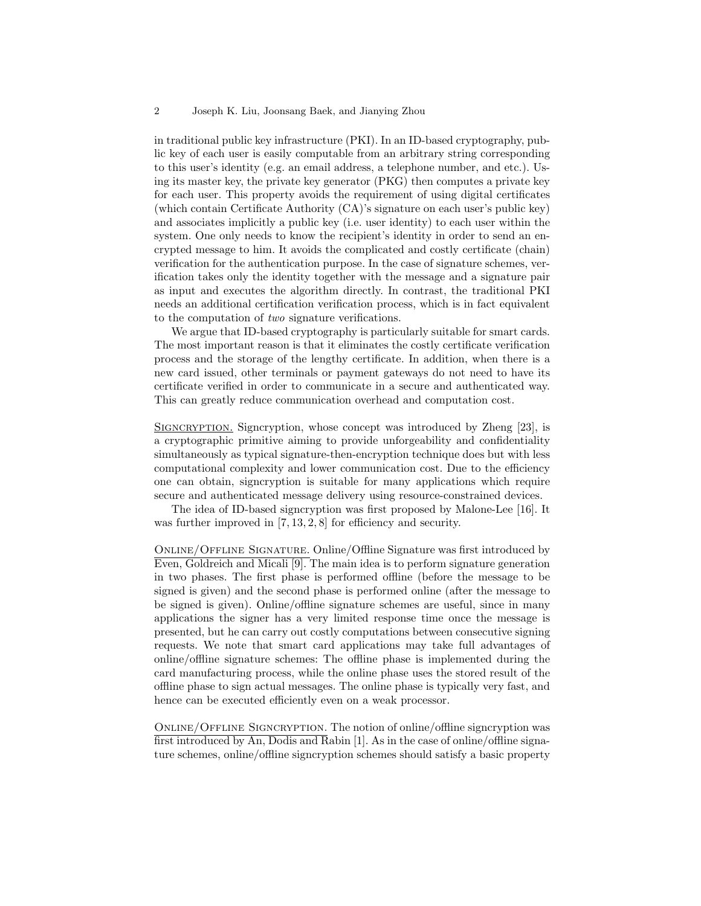in traditional public key infrastructure (PKI). In an ID-based cryptography, public key of each user is easily computable from an arbitrary string corresponding to this user's identity (e.g. an email address, a telephone number, and etc.). Using its master key, the private key generator (PKG) then computes a private key for each user. This property avoids the requirement of using digital certificates (which contain Certificate Authority (CA)'s signature on each user's public key) and associates implicitly a public key (i.e. user identity) to each user within the system. One only needs to know the recipient's identity in order to send an encrypted message to him. It avoids the complicated and costly certificate (chain) verification for the authentication purpose. In the case of signature schemes, verification takes only the identity together with the message and a signature pair as input and executes the algorithm directly. In contrast, the traditional PKI needs an additional certification verification process, which is in fact equivalent to the computation of *two* signature verifications.

We argue that ID-based cryptography is particularly suitable for smart cards. The most important reason is that it eliminates the costly certificate verification process and the storage of the lengthy certificate. In addition, when there is a new card issued, other terminals or payment gateways do not need to have its certificate verified in order to communicate in a secure and authenticated way. This can greatly reduce communication overhead and computation cost.

Signcryption. Signcryption, whose concept was introduced by Zheng [23], is a cryptographic primitive aiming to provide unforgeability and confidentiality simultaneously as typical signature-then-encryption technique does but with less computational complexity and lower communication cost. Due to the efficiency one can obtain, signcryption is suitable for many applications which require secure and authenticated message delivery using resource-constrained devices.

The idea of ID-based signcryption was first proposed by Malone-Lee [16]. It was further improved in [7, 13, 2, 8] for efficiency and security.

Online/Offline Signature. Online/Offline Signature was first introduced by Even, Goldreich and Micali [9]. The main idea is to perform signature generation in two phases. The first phase is performed offline (before the message to be signed is given) and the second phase is performed online (after the message to be signed is given). Online/offline signature schemes are useful, since in many applications the signer has a very limited response time once the message is presented, but he can carry out costly computations between consecutive signing requests. We note that smart card applications may take full advantages of online/offline signature schemes: The offline phase is implemented during the card manufacturing process, while the online phase uses the stored result of the offline phase to sign actual messages. The online phase is typically very fast, and hence can be executed efficiently even on a weak processor.

Online/Offline Signcryption. The notion of online/offline signcryption was first introduced by An, Dodis and Rabin [1]. As in the case of online/offline signature schemes, online/offline signcryption schemes should satisfy a basic property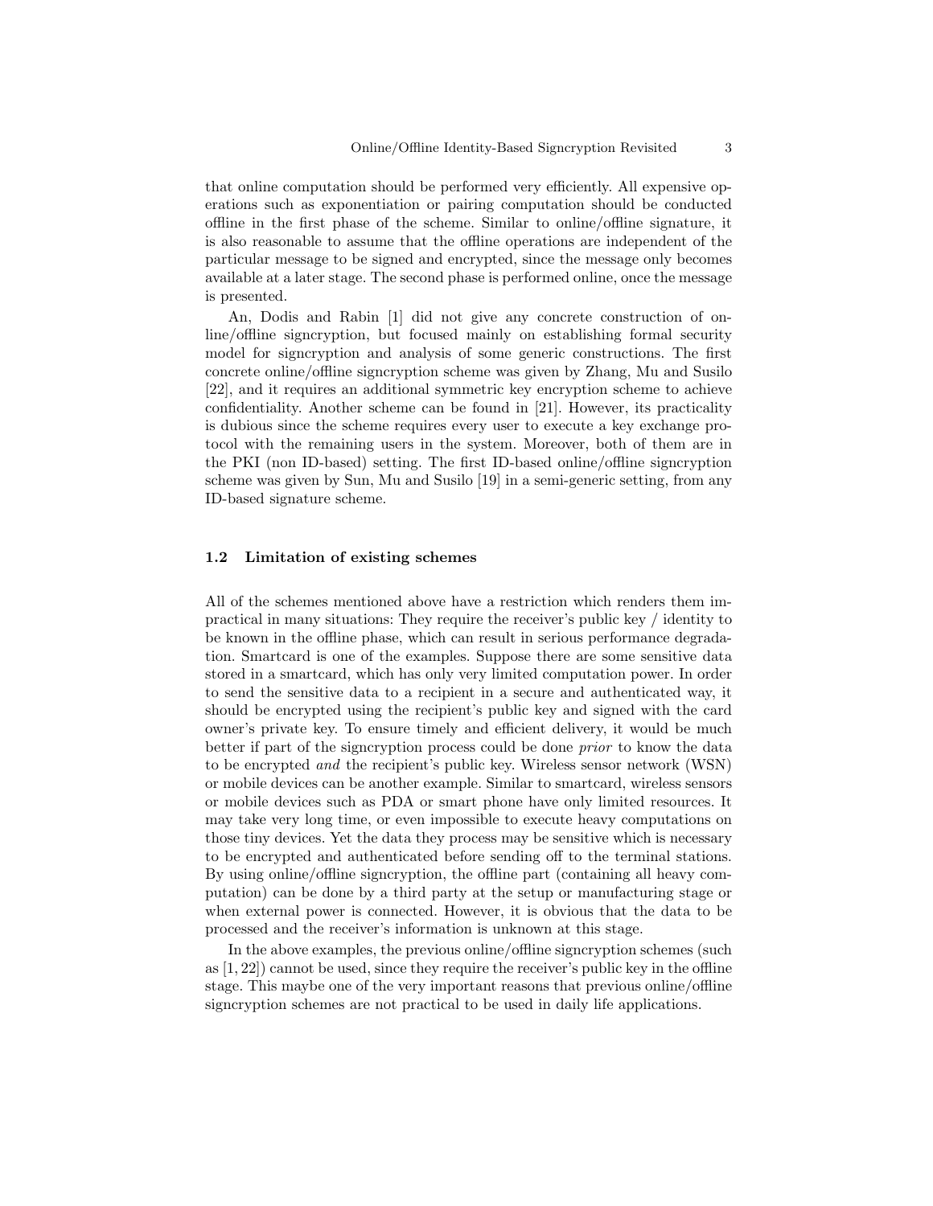that online computation should be performed very efficiently. All expensive operations such as exponentiation or pairing computation should be conducted offline in the first phase of the scheme. Similar to online/offline signature, it is also reasonable to assume that the offline operations are independent of the particular message to be signed and encrypted, since the message only becomes available at a later stage. The second phase is performed online, once the message is presented.

An, Dodis and Rabin [1] did not give any concrete construction of online/offline signcryption, but focused mainly on establishing formal security model for signcryption and analysis of some generic constructions. The first concrete online/offline signcryption scheme was given by Zhang, Mu and Susilo [22], and it requires an additional symmetric key encryption scheme to achieve confidentiality. Another scheme can be found in [21]. However, its practicality is dubious since the scheme requires every user to execute a key exchange protocol with the remaining users in the system. Moreover, both of them are in the PKI (non ID-based) setting. The first ID-based online/offline signcryption scheme was given by Sun, Mu and Susilo [19] in a semi-generic setting, from any ID-based signature scheme.

### 1.2 Limitation of existing schemes

All of the schemes mentioned above have a restriction which renders them impractical in many situations: They require the receiver's public key / identity to be known in the offline phase, which can result in serious performance degradation. Smartcard is one of the examples. Suppose there are some sensitive data stored in a smartcard, which has only very limited computation power. In order to send the sensitive data to a recipient in a secure and authenticated way, it should be encrypted using the recipient's public key and signed with the card owner's private key. To ensure timely and efficient delivery, it would be much better if part of the signcryption process could be done *prior* to know the data to be encrypted *and* the recipient's public key. Wireless sensor network (WSN) or mobile devices can be another example. Similar to smartcard, wireless sensors or mobile devices such as PDA or smart phone have only limited resources. It may take very long time, or even impossible to execute heavy computations on those tiny devices. Yet the data they process may be sensitive which is necessary to be encrypted and authenticated before sending off to the terminal stations. By using online/offline signcryption, the offline part (containing all heavy computation) can be done by a third party at the setup or manufacturing stage or when external power is connected. However, it is obvious that the data to be processed and the receiver's information is unknown at this stage.

In the above examples, the previous online/offline signcryption schemes (such as [1, 22]) cannot be used, since they require the receiver's public key in the offline stage. This maybe one of the very important reasons that previous online/offline signcryption schemes are not practical to be used in daily life applications.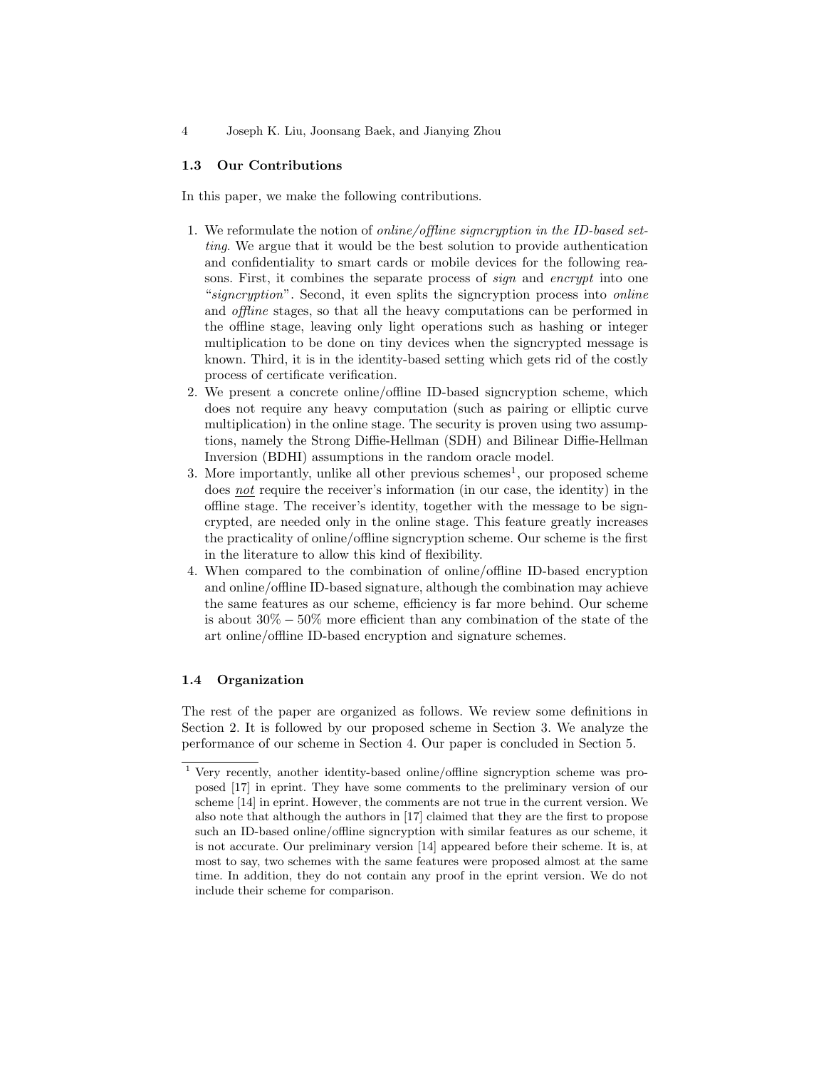### 1.3 Our Contributions

In this paper, we make the following contributions.

1. We reformulate the notion of *online/offline signcryption in the ID-based setting*. We argue that it would be the best solution to provide authentication and confidentiality to smart cards or mobile devices for the following reasons. First, it combines the separate process of *sign* and *encrypt* into one "*signcryption*". Second, it even splits the signcryption process into *online* and *offline* stages, so that all the heavy computations can be performed in the offline stage, leaving only light operations such as hashing or integer multiplication to be done on tiny devices when the signcrypted message is known. Third, it is in the identity-based setting which gets rid of the costly process of certificate verification.
2. We present a concrete online/offline ID-based signcryption scheme, which does not require any heavy computation (such as pairing or elliptic curve multiplication) in the online stage. The security is proven using two assumptions, namely the Strong Diffie-Hellman (SDH) and Bilinear Diffie-Hellman Inversion (BDHI) assumptions in the random oracle model.
3. More importantly, unlike all other previous schemes[1], our proposed scheme does <u>*not*</u> require the receiver's information (in our case, the identity) in the offline stage. The receiver's identity, together with the message to be signcrypted, are needed only in the online stage. This feature greatly increases the practicality of online/offline signcryption scheme. Our scheme is the first in the literature to allow this kind of flexibility.
4. When compared to the combination of online/offline ID-based encryption and online/offline ID-based signature, although the combination may achieve the same features as our scheme, efficiency is far more behind. Our scheme is about $30\% - 50\%$ more efficient than any combination of the state of the art online/offline ID-based encryption and signature schemes.

### 1.4 Organization

The rest of the paper are organized as follows. We review some definitions in Section 2. It is followed by our proposed scheme in Section 3. We analyze the performance of our scheme in Section 4. Our paper is concluded in Section 5.

[1] Very recently, another identity-based online/offline signcryption scheme was proposed [17] in eprint. They have some comments to the preliminary version of our scheme [14] in eprint. However, the comments are not true in the current version. We also note that although the authors in [17] claimed that they are the first to propose such an ID-based online/offline signcryption with similar features as our scheme, it is not accurate. Our preliminary version [14] appeared before their scheme. It is, at most to say, two schemes with the same features were proposed almost at the same time. In addition, they do not contain any proof in the eprint version. We do not include their scheme for comparison.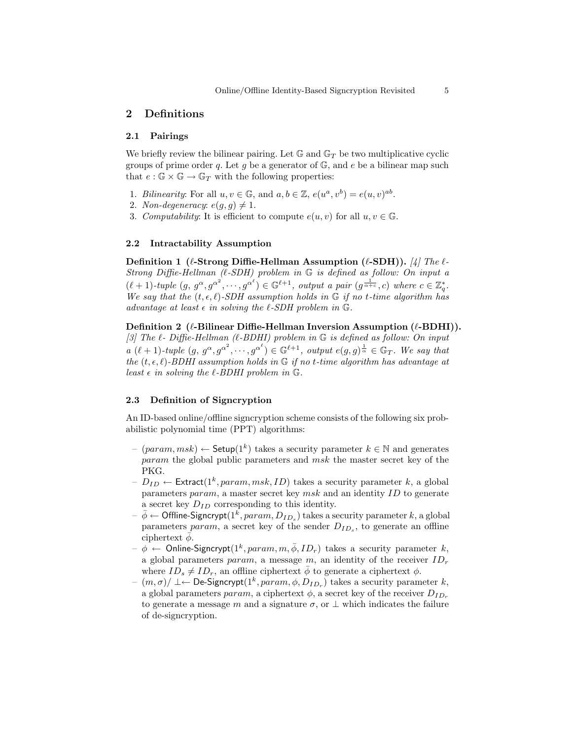## 2 Definitions

### 2.1 Pairings

We briefly review the bilinear pairing. Let $\mathbb{G}$ and $\mathbb{G}_T$ be two multiplicative cyclic groups of prime order $q$. Let $g$ be a generator of $\mathbb{G}$, and $e$ be a bilinear map such that $e : \mathbb{G} \times \mathbb{G} \to \mathbb{G}_T$ with the following properties:

1. *Bilinearity*: For all $u, v \in \mathbb{G}$, and $a, b \in \mathbb{Z}$, $e(u^a, v^b) = e(u, v)^{ab}$.
2. *Non-degeneracy*: $e(g, g) \neq 1$.
3. *Computability*: It is efficient to compute $e(u, v)$ for all $u, v \in \mathbb{G}$.

### 2.2 Intractability Assumption

**Definition 1 ($\ell$-Strong Diffie-Hellman Assumption ($\ell$-SDH)).** *[4] The $\ell$-Strong Diffie-Hellman ($\ell$-SDH) problem in $\mathbb{G}$ is defined as follow: On input a $(\ell+1)$-tuple $(g,\, g^{\alpha}, g^{\alpha^2}, \cdots, g^{\alpha^\ell}) \in \mathbb{G}^{\ell+1}$, output a pair $(g^{\frac{1}{\alpha+c}}, c)$ where $c \in \mathbb{Z}_q^*$. We say that the $(t, \epsilon, \ell)$-SDH assumption holds in $\mathbb{G}$ if no $t$-time algorithm has advantage at least $\epsilon$ in solving the $\ell$-SDH problem in $\mathbb{G}$.*

**Definition 2 ($\ell$-Bilinear Diffie-Hellman Inversion Assumption ($\ell$-BDHI)).** *[3] The $\ell$- Diffie-Hellman ($\ell$-BDHI) problem in $\mathbb{G}$ is defined as follow: On input a $(\ell+1)$-tuple $(g,\, g^{\alpha}, g^{\alpha^2}, \cdots, g^{\alpha^\ell}) \in \mathbb{G}^{\ell+1}$, output $e(g, g)^{\frac{1}{\alpha}} \in \mathbb{G}_T$. We say that the $(t, \epsilon, \ell)$-BDHI assumption holds in $\mathbb{G}$ if no $t$-time algorithm has advantage at least $\epsilon$ in solving the $\ell$-BDHI problem in $\mathbb{G}$.*

### 2.3 Definition of Signcryption

An ID-based online/offline signcryption scheme consists of the following six probabilistic polynomial time (PPT) algorithms:

- $(param, msk) \leftarrow \mathsf{Setup}(1^k)$ takes a security parameter $k \in \mathbb{N}$ and generates $param$ the global public parameters and $msk$ the master secret key of the PKG.
- $D_{ID} \leftarrow \mathsf{Extract}(1^k, param, msk, ID)$ takes a security parameter $k$, a global parameters $param$, a master secret key $msk$ and an identity $ID$ to generate a secret key $D_{ID}$ corresponding to this identity.
- $\bar{\phi} \leftarrow \mathsf{Offline\text{-}Signcrypt}(1^k, param, D_{ID_s})$ takes a security parameter $k$, a global parameters $param$, a secret key of the sender $D_{ID_s}$, to generate an offline ciphertext $\bar{\phi}$.
- $\phi \leftarrow \mathsf{Online\text{-}Signcrypt}(1^k, param, m, \bar{\phi}, ID_r)$ takes a security parameter $k$, a global parameters $param$, a message $m$, an identity of the receiver $ID_r$ where $ID_s \neq ID_r$, an offline ciphertext $\bar{\phi}$ to generate a ciphertext $\phi$.
- $(m, \sigma)/\perp \leftarrow \mathsf{De\text{-}Signcrypt}(1^k, param, \phi, D_{ID_r})$ takes a security parameter $k$, a global parameters $param$, a ciphertext $\phi$, a secret key of the receiver $D_{ID_r}$ to generate a message $m$ and a signature $\sigma$, or $\perp$ which indicates the failure of de-signcryption.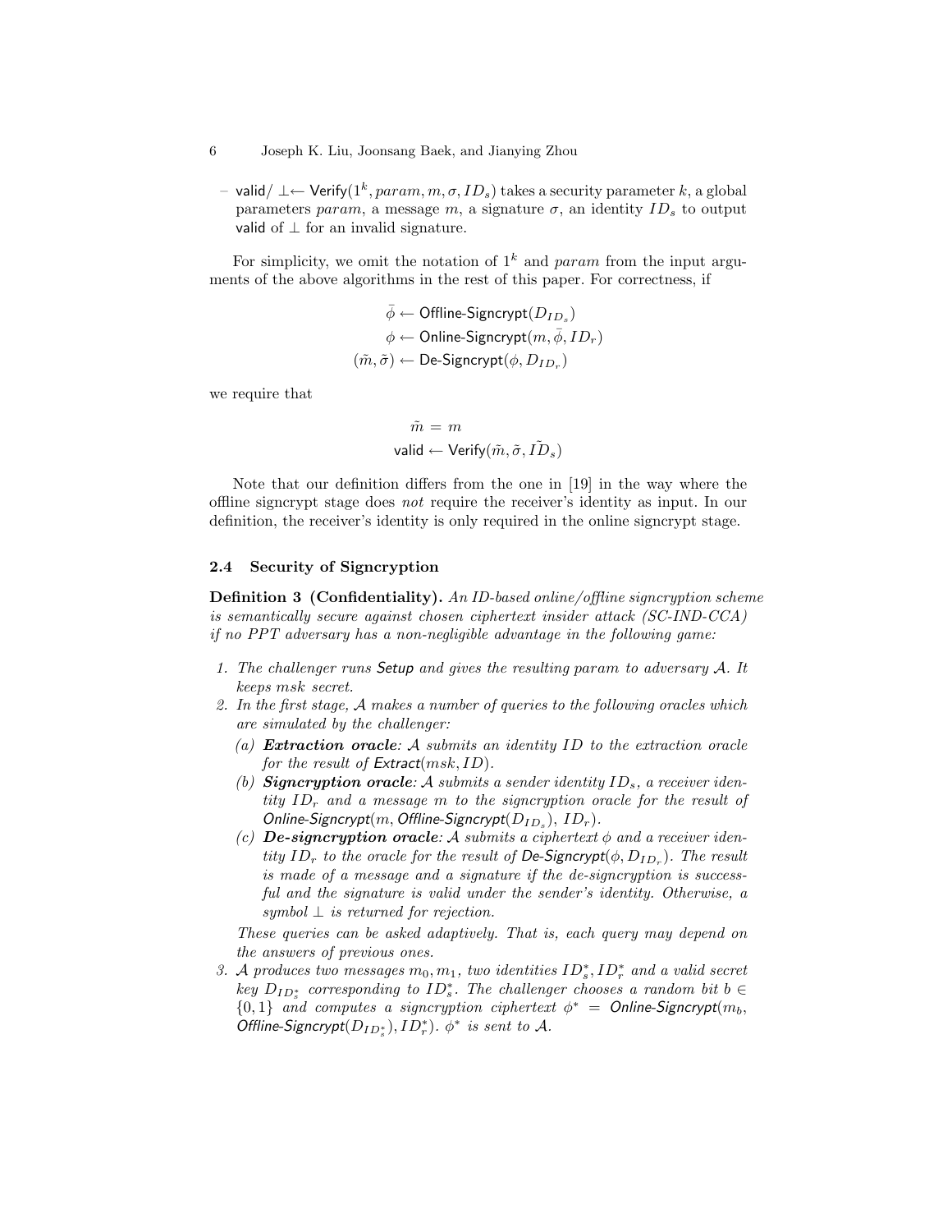– valid/ $\perp \leftarrow$ Verify$(1^k, param, m, \sigma, ID_s)$ takes a security parameter $k$, a global parameters $param$, a message $m$, a signature $\sigma$, an identity $ID_s$ to output valid of $\perp$ for an invalid signature.

For simplicity, we omit the notation of $1^k$ and $param$ from the input arguments of the above algorithms in the rest of this paper. For correctness, if

$$\bar{\phi} \leftarrow \text{Offline-Signcrypt}(D_{ID_s})$$
$$\phi \leftarrow \text{Online-Signcrypt}(m, \bar{\phi}, ID_r)$$
$$(\tilde{m}, \tilde{\sigma}) \leftarrow \text{De-Signcrypt}(\phi, D_{ID_r})$$

we require that

$$\tilde{m} = m$$
$$\text{valid} \leftarrow \text{Verify}(\tilde{m}, \tilde{\sigma}, \tilde{ID_s})$$

Note that our definition differs from the one in [19] in the way where the offline signcrypt stage does *not* require the receiver's identity as input. In our definition, the receiver's identity is only required in the online signcrypt stage.

### 2.4 Security of Signcryption

**Definition 3 (Confidentiality).** *An ID-based online/offline signcryption scheme is semantically secure against chosen ciphertext insider attack (SC-IND-CCA) if no PPT adversary has a non-negligible advantage in the following game:*

1. *The challenger runs* Setup *and gives the resulting param to adversary $\mathcal{A}$. It keeps msk secret.*
2. *In the first stage, $\mathcal{A}$ makes a number of queries to the following oracles which are simulated by the challenger:*
   (a) ***Extraction oracle**: $\mathcal{A}$ submits an identity $ID$ to the extraction oracle for the result of* Extract$(msk, ID)$.
   (b) ***Signcryption oracle**: $\mathcal{A}$ submits a sender identity $ID_s$, a receiver identity $ID_r$ and a message $m$ to the signcryption oracle for the result of* Online-Signcrypt$(m,$ Offline-Signcrypt$(D_{ID_s}),\ ID_r)$.
   (c) ***De-signcryption oracle**: $\mathcal{A}$ submits a ciphertext $\phi$ and a receiver identity $ID_r$ to the oracle for the result of* De-Signcrypt$(\phi, D_{ID_r})$. *The result is made of a message and a signature if the de-signcryption is successful and the signature is valid under the sender's identity. Otherwise, a symbol $\perp$ is returned for rejection.*

   *These queries can be asked adaptively. That is, each query may depend on the answers of previous ones.*
3. *$\mathcal{A}$ produces two messages $m_0, m_1$, two identities $ID_s^*, ID_r^*$ and a valid secret key $D_{ID_s^*}$ corresponding to $ID_s^*$. The challenger chooses a random bit $b \in \{0, 1\}$ and computes a signcryption ciphertext $\phi^* =$* Online-Signcrypt$(m_b,$ Offline-Signcrypt$(D_{ID_s^*}), ID_r^*)$. *$\phi^*$ is sent to $\mathcal{A}$.*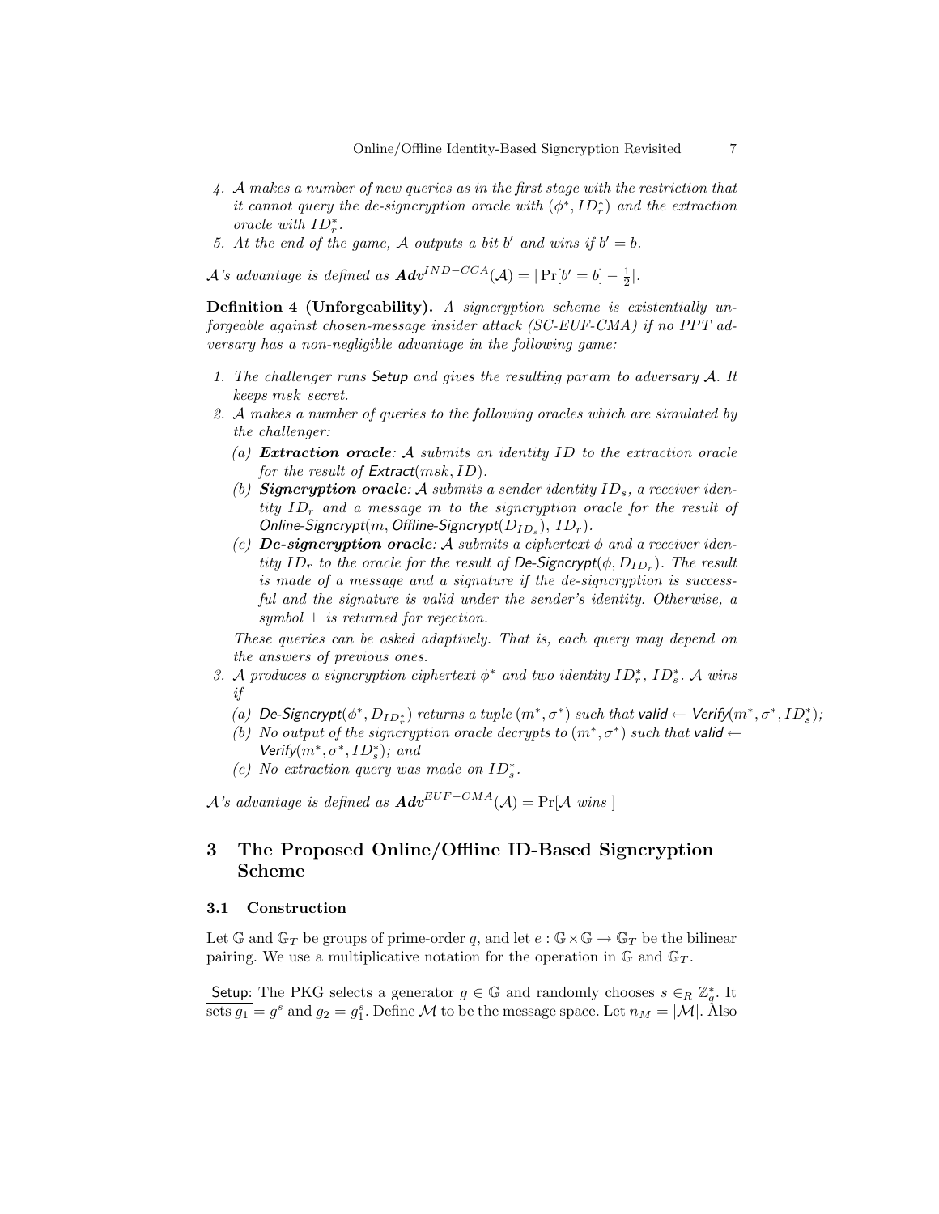4. $\mathcal{A}$ makes a number of new queries as in the first stage with the restriction that it cannot query the de-signcryption oracle with $(\phi^*, ID_r^*)$ and the extraction oracle with $ID_r^*$.
5. At the end of the game, $\mathcal{A}$ outputs a bit $b'$ and wins if $b' = b$.

$\mathcal{A}$'s advantage is defined as $\textbf{Adv}^{IND-CCA}(\mathcal{A}) = |\Pr[b' = b] - \frac{1}{2}|$.

**Definition 4 (Unforgeability).** *A signcryption scheme is existentially unforgeable against chosen-message insider attack (SC-EUF-CMA) if no PPT adversary has a non-negligible advantage in the following game:*

1. *The challenger runs* Setup *and gives the resulting param to adversary* $\mathcal{A}$. *It keeps msk secret.*
2. $\mathcal{A}$ *makes a number of queries to the following oracles which are simulated by the challenger:*
   (a) ***Extraction oracle****:* $\mathcal{A}$ *submits an identity* $ID$ *to the extraction oracle for the result of* $\mathsf{Extract}(msk, ID)$.
   (b) ***Signcryption oracle****:* $\mathcal{A}$ *submits a sender identity* $ID_s$*, a receiver identity* $ID_r$ *and a message* $m$ *to the signcryption oracle for the result of* $\mathsf{Online\text{-}Signcrypt}(m, \mathsf{Offline\text{-}Signcrypt}(D_{ID_s}), ID_r)$.
   (c) ***De-signcryption oracle****:* $\mathcal{A}$ *submits a ciphertext* $\phi$ *and a receiver identity* $ID_r$ *to the oracle for the result of* $\mathsf{De\text{-}Signcrypt}(\phi, D_{ID_r})$*. The result is made of a message and a signature if the de-signcryption is successful and the signature is valid under the sender's identity. Otherwise, a symbol* $\perp$ *is returned for rejection.*

   *These queries can be asked adaptively. That is, each query may depend on the answers of previous ones.*
3. $\mathcal{A}$ *produces a signcryption ciphertext* $\phi^*$ *and two identity* $ID_r^*$*,* $ID_s^*$. $\mathcal{A}$ *wins if*
   (a) $\mathsf{De\text{-}Signcrypt}(\phi^*, D_{ID_r^*})$ *returns a tuple* $(m^*, \sigma^*)$ *such that* $\mathsf{valid} \leftarrow \mathsf{Verify}(m^*, \sigma^*, ID_s^*)$;
   (b) *No output of the signcryption oracle decrypts to* $(m^*, \sigma^*)$ *such that* $\mathsf{valid} \leftarrow \mathsf{Verify}(m^*, \sigma^*, ID_s^*)$*; and*
   (c) *No extraction query was made on* $ID_s^*$.

$\mathcal{A}$'s advantage is defined as $\textbf{Adv}^{EUF-CMA}(\mathcal{A}) = \Pr[\mathcal{A} \text{ wins }]$

## 3 The Proposed Online/Offline ID-Based Signcryption Scheme

### 3.1 Construction

Let $\mathbb{G}$ and $\mathbb{G}_T$ be groups of prime-order $q$, and let $e : \mathbb{G} \times \mathbb{G} \to \mathbb{G}_T$ be the bilinear pairing. We use a multiplicative notation for the operation in $\mathbb{G}$ and $\mathbb{G}_T$.

<u>Setup</u>: The PKG selects a generator $g \in \mathbb{G}$ and randomly chooses $s \in_R \mathbb{Z}_q^*$. It sets $g_1 = g^s$ and $g_2 = g_1^s$. Define $\mathcal{M}$ to be the message space. Let $n_M = |\mathcal{M}|$. Also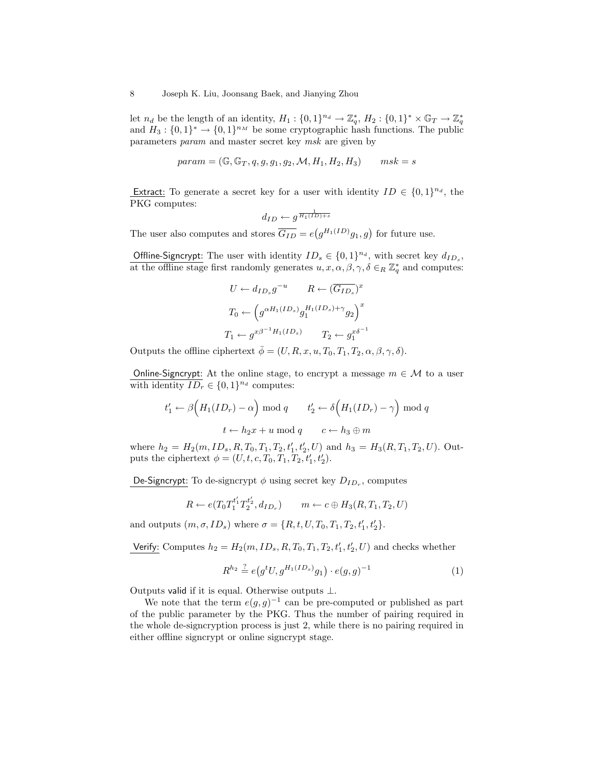let $n_d$ be the length of an identity, $H_1 : \{0,1\}^{n_d} \rightarrow \mathbb{Z}_q^*$, $H_2 : \{0,1\}^* \times \mathbb{G}_T \rightarrow \mathbb{Z}_q^*$ and $H_3 : \{0,1\}^* \rightarrow \{0,1\}^{n_M}$ be some cryptographic hash functions. The public parameters *param* and master secret key *msk* are given by

$$param = (\mathbb{G}, \mathbb{G}_T, q, g, g_1, g_2, \mathcal{M}, H_1, H_2, H_3) \qquad msk = s$$

<u>Extract:</u> To generate a secret key for a user with identity $ID \in \{0,1\}^{n_d}$, the PKG computes:

$$d_{ID} \leftarrow g^{\frac{1}{H_1(ID)+s}}$$

The user also computes and stores $\overline{G_{ID}} = e\big(g^{H_1(ID)}g_1, g\big)$ for future use.

<u>Offline-Signcrypt:</u> The user with identity $ID_s \in \{0,1\}^{n_d}$, with secret key $d_{ID_s}$, at the offline stage first randomly generates $u, x, \alpha, \beta, \gamma, \delta \in_R \mathbb{Z}_q^*$ and computes:

$$U \leftarrow d_{ID_s} g^{-u} \qquad R \leftarrow (\overline{G_{ID_s}})^x$$

$$T_0 \leftarrow \Big(g^{\alpha H_1(ID_s)} g_1^{H_1(ID_s)+\gamma} g_2\Big)^x$$

$$T_1 \leftarrow g^{x\beta^{-1}H_1(ID_s)} \qquad T_2 \leftarrow g_1^{x\delta^{-1}}$$

Outputs the offline ciphertext $\bar{\phi} = (U, R, x, u, T_0, T_1, T_2, \alpha, \beta, \gamma, \delta)$.

<u>Online-Signcrypt:</u> At the online stage, to encrypt a message $m \in \mathcal{M}$ to a user with identity $ID_r \in \{0,1\}^{n_d}$ computes:

$$t_1' \leftarrow \beta\Big(H_1(ID_r) - \alpha\Big) \bmod q \qquad t_2' \leftarrow \delta\Big(H_1(ID_r) - \gamma\Big) \bmod q$$

$$t \leftarrow h_2 x + u \bmod q \qquad c \leftarrow h_3 \oplus m$$

where $h_2 = H_2(m, ID_s, R, T_0, T_1, T_2, t_1', t_2', U)$ and $h_3 = H_3(R, T_1, T_2, U)$. Outputs the ciphertext $\phi = (U, t, c, T_0, T_1, T_2, t_1', t_2')$.

<u>De-Signcrypt:</u> To de-signcrypt $\phi$ using secret key $D_{ID_r}$, computes

$$R \leftarrow e(T_0 T_1^{t_1'} T_2^{t_2'}, d_{ID_r}) \qquad m \leftarrow c \oplus H_3(R, T_1, T_2, U)$$

and outputs $(m, \sigma, ID_s)$ where $\sigma = \{R, t, U, T_0, T_1, T_2, t_1', t_2'\}$.

<u>Verify:</u> Computes $h_2 = H_2(m, ID_s, R, T_0, T_1, T_2, t_1', t_2', U)$ and checks whether

$$R^{h_2} \stackrel{?}{=} e\big(g^t U, g^{H_1(ID_s)} g_1\big) \cdot e(g,g)^{-1} \tag{1}$$

Outputs valid if it is equal. Otherwise outputs $\perp$.

We note that the term $e(g,g)^{-1}$ can be pre-computed or published as part of the public parameter by the PKG. Thus the number of pairing required in the whole de-signcryption process is just 2, while there is no pairing required in either offline signcrypt or online signcrypt stage.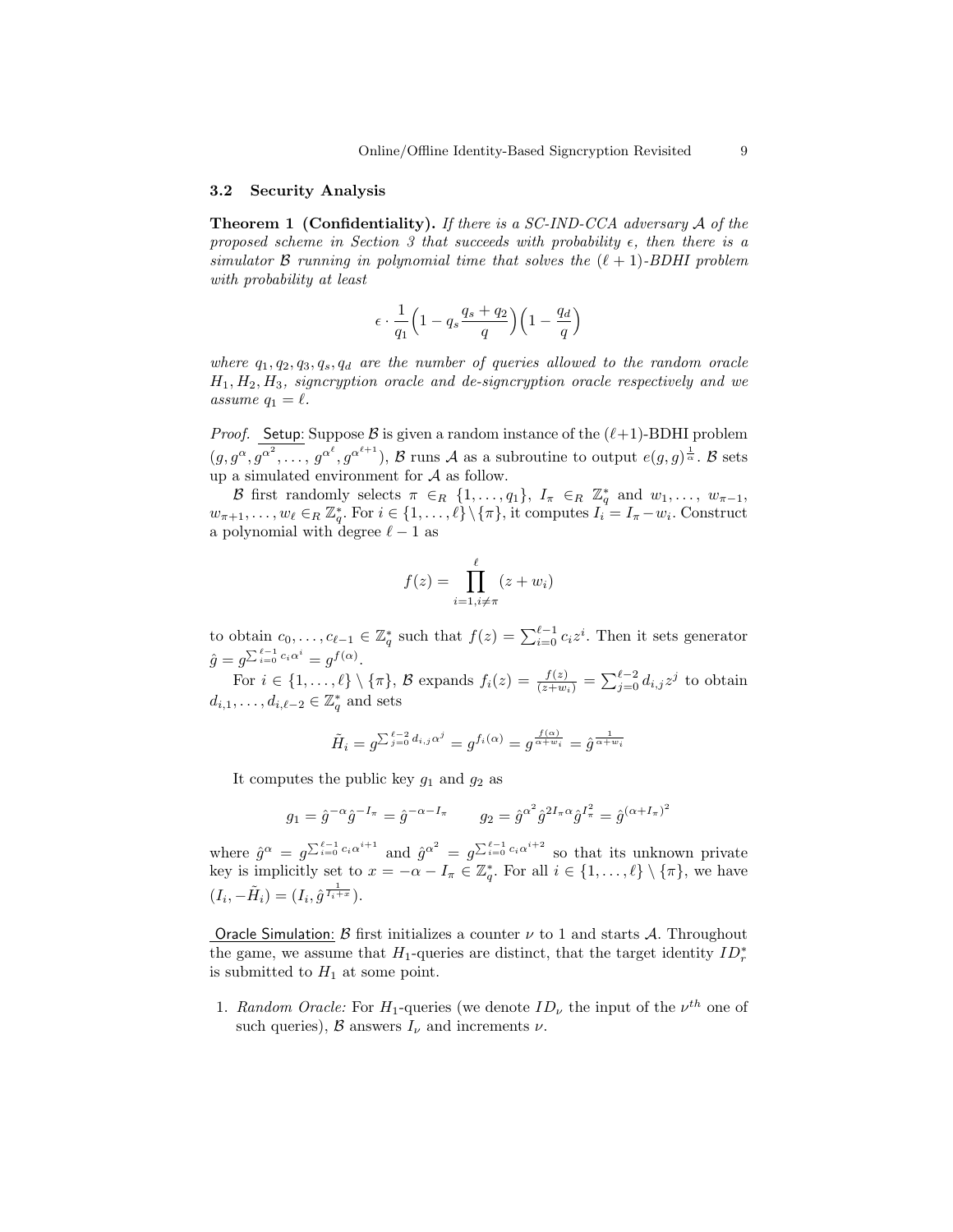### 3.2 Security Analysis

**Theorem 1 (Confidentiality).** *If there is a SC-IND-CCA adversary $\mathcal{A}$ of the proposed scheme in Section 3 that succeeds with probability $\epsilon$, then there is a simulator $\mathcal{B}$ running in polynomial time that solves the $(\ell+1)$-BDHI problem with probability at least*

$$\epsilon \cdot \frac{1}{q_1}\Big(1 - q_s\frac{q_s+q_2}{q}\Big)\Big(1-\frac{q_d}{q}\Big)$$

*where $q_1, q_2, q_3, q_s, q_d$ are the number of queries allowed to the random oracle $H_1, H_2, H_3$, signcryption oracle and de-signcryption oracle respectively and we assume $q_1 = \ell$.*

*Proof.* Setup: Suppose $\mathcal{B}$ is given a random instance of the $(\ell+1)$-BDHI problem $(g, g^{\alpha}, g^{\alpha^2}, \dots, g^{\alpha^{\ell}}, g^{\alpha^{\ell+1}})$, $\mathcal{B}$ runs $\mathcal{A}$ as a subroutine to output $e(g,g)^{\frac{1}{\alpha}}$. $\mathcal{B}$ sets up a simulated environment for $\mathcal{A}$ as follow.

$\mathcal{B}$ first randomly selects $\pi \in_R \{1, \dots, q_1\}$, $I_\pi \in_R \mathbb{Z}_q^*$ and $w_1, \dots, w_{\pi-1}, w_{\pi+1}, \dots, w_\ell \in_R \mathbb{Z}_q^*$. For $i \in \{1, \dots, \ell\} \setminus \{\pi\}$, it computes $I_i = I_\pi - w_i$. Construct a polynomial with degree $\ell - 1$ as

$$f(z) = \prod_{i=1, i\neq\pi}^{\ell} (z + w_i)$$

to obtain $c_0, \dots, c_{\ell-1} \in \mathbb{Z}_q^*$ such that $f(z) = \sum_{i=0}^{\ell-1} c_i z^i$. Then it sets generator $\hat{g} = g^{\sum_{i=0}^{\ell-1} c_i \alpha^i} = g^{f(\alpha)}$.

For $i \in \{1, \dots, \ell\} \setminus \{\pi\}$, $\mathcal{B}$ expands $f_i(z) = \frac{f(z)}{(z+w_i)} = \sum_{j=0}^{\ell-2} d_{i,j} z^j$ to obtain $d_{i,1}, \dots, d_{i,\ell-2} \in \mathbb{Z}_q^*$ and sets

$$\tilde{H}_i = g^{\sum_{j=0}^{\ell-2} d_{i,j}\alpha^j} = g^{f_i(\alpha)} = g^{\frac{f(\alpha)}{\alpha+w_i}} = \hat{g}^{\frac{1}{\alpha+w_i}}$$

It computes the public key $g_1$ and $g_2$ as

$$g_1 = \hat{g}^{-\alpha}\hat{g}^{-I_\pi} = \hat{g}^{-\alpha-I_\pi} \qquad g_2 = \hat{g}^{\alpha^2}\hat{g}^{2I_\pi\alpha}\hat{g}^{I_\pi^2} = \hat{g}^{(\alpha+I_\pi)^2}$$

where $\hat{g}^{\alpha} = g^{\sum_{i=0}^{\ell-1} c_i\alpha^{i+1}}$ and $\hat{g}^{\alpha^2} = g^{\sum_{i=0}^{\ell-1} c_i\alpha^{i+2}}$ so that its unknown private key is implicitly set to $x = -\alpha - I_\pi \in \mathbb{Z}_q^*$. For all $i \in \{1, \dots, \ell\} \setminus \{\pi\}$, we have $(I_i, -\tilde{H}_i) = (I_i, \hat{g}^{\frac{1}{I_i+x}})$.

Oracle Simulation: $\mathcal{B}$ first initializes a counter $\nu$ to 1 and starts $\mathcal{A}$. Throughout the game, we assume that $H_1$-queries are distinct, that the target identity $ID_r^*$ is submitted to $H_1$ at some point.

1. *Random Oracle:* For $H_1$-queries (we denote $ID_\nu$ the input of the $\nu^{th}$ one of such queries), $\mathcal{B}$ answers $I_\nu$ and increments $\nu$.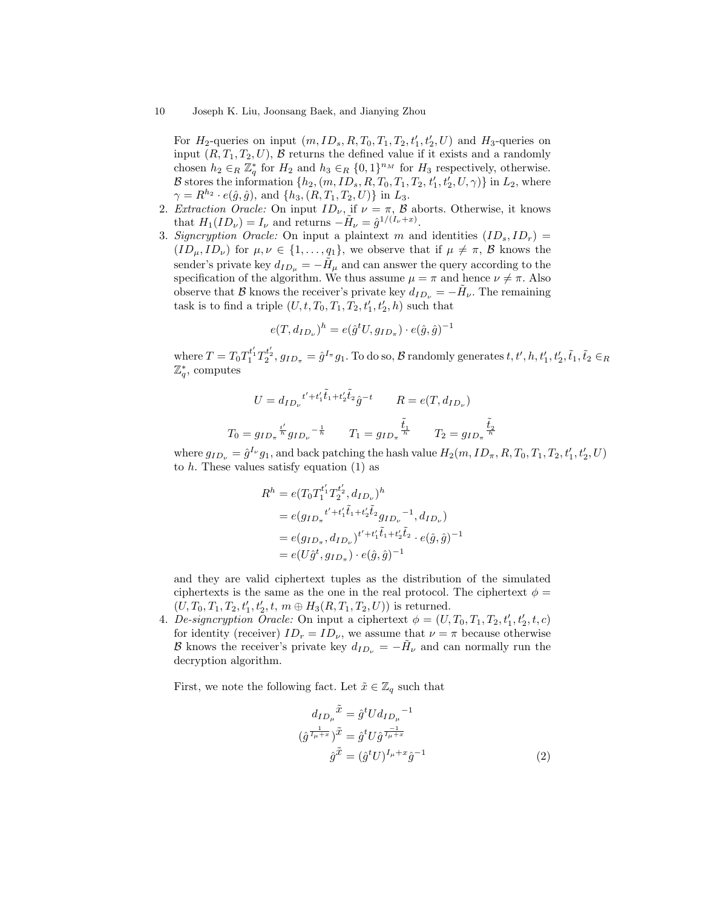For $H_2$-queries on input $(m, ID_s, R, T_0, T_1, T_2, t'_1, t'_2, U)$ and $H_3$-queries on input $(R, T_1, T_2, U)$, $\mathcal{B}$ returns the defined value if it exists and a randomly chosen $h_2 \in_R \mathbb{Z}_q^*$ for $H_2$ and $h_3 \in_R \{0,1\}^{n_M}$ for $H_3$ respectively, otherwise. $\mathcal{B}$ stores the information $\{h_2, (m, ID_s, R, T_0, T_1, T_2, t'_1, t'_2, U, \gamma)\}$ in $L_2$, where $\gamma = R^{h_2} \cdot e(\hat{g}, \hat{g})$, and $\{h_3, (R, T_1, T_2, U)\}$ in $L_3$.

2. *Extraction Oracle:* On input $ID_\nu$, if $\nu = \pi$, $\mathcal{B}$ aborts. Otherwise, it knows that $H_1(ID_\nu) = I_\nu$ and returns $-\tilde{H}_\nu = \hat{g}^{1/(I_\nu + x)}$.
3. *Signcryption Oracle:* On input a plaintext $m$ and identities $(ID_s, ID_r) = (ID_\mu, ID_\nu)$ for $\mu, \nu \in \{1, \ldots, q_1\}$, we observe that if $\mu \neq \pi$, $\mathcal{B}$ knows the sender's private key $d_{ID_\mu} = -\tilde{H}_\mu$ and can answer the query according to the specification of the algorithm. We thus assume $\mu = \pi$ and hence $\nu \neq \pi$. Also observe that $\mathcal{B}$ knows the receiver's private key $d_{ID_\nu} = -\tilde{H}_\nu$. The remaining task is to find a triple $(U, t, T_0, T_1, T_2, t'_1, t'_2, h)$ such that

$$e(T, d_{ID_\nu})^h = e(\hat{g}^t U, g_{ID_\pi}) \cdot e(\hat{g}, \hat{g})^{-1}$$

where $T = T_0 T_1^{t'_1} T_2^{t'_2}$, $g_{ID_\pi} = \hat{g}^{I_\pi} g_1$. To do so, $\mathcal{B}$ randomly generates $t, t', h, t'_1, t'_2, \tilde{t}_1, \tilde{t}_2 \in_R \mathbb{Z}_q^*$, computes

$$U = d_{ID_\nu}{}^{t' + t'_1 \tilde{t}_1 + t'_2 \tilde{t}_2} \hat{g}^{-t} \qquad R = e(T, d_{ID_\nu})$$

$$T_0 = g_{ID_\pi}{}^{\frac{t'}{h}} g_{ID_\nu}{}^{-\frac{1}{h}} \qquad T_1 = g_{ID_\pi}{}^{\frac{\tilde{t}_1}{h}} \qquad T_2 = g_{ID_\pi}{}^{\frac{\tilde{t}_2}{h}}$$

where $g_{ID_\nu} = \hat{g}^{I_\nu} g_1$, and back patching the hash value $H_2(m, ID_\pi, R, T_0, T_1, T_2, t'_1, t'_2, U)$ to $h$. These values satisfy equation (1) as

$$\begin{aligned}
R^h &= e(T_0 T_1^{t'_1} T_2^{t'_2}, d_{ID_\nu})^h \\
&= e(g_{ID_\pi}{}^{t' + t'_1 \tilde{t}_1 + t'_2 \tilde{t}_2} g_{ID_\nu}{}^{-1}, d_{ID_\nu}) \\
&= e(g_{ID_\pi}, d_{ID_\nu})^{t' + t'_1 \tilde{t}_1 + t'_2 \tilde{t}_2} \cdot e(\hat{g}, \hat{g})^{-1} \\
&= e(U \hat{g}^t, g_{ID_\pi}) \cdot e(\hat{g}, \hat{g})^{-1}
\end{aligned}$$

and they are valid ciphertext tuples as the distribution of the simulated ciphertexts is the same as the one in the real protocol. The ciphertext $\phi = (U, T_0, T_1, T_2, t'_1, t'_2, t, m \oplus H_3(R, T_1, T_2, U))$ is returned.

4. *De-signcryption Oracle:* On input a ciphertext $\phi = (U, T_0, T_1, T_2, t'_1, t'_2, t, c)$ for identity (receiver) $ID_r = ID_\nu$, we assume that $\nu = \pi$ because otherwise $\mathcal{B}$ knows the receiver's private key $d_{ID_\nu} = -\tilde{H}_\nu$ and can normally run the decryption algorithm.

First, we note the following fact. Let $\tilde{x} \in \mathbb{Z}_q$ such that

$$\begin{aligned}
d_{ID_\mu}{}^{\tilde{x}} &= \hat{g}^t U d_{ID_\mu}{}^{-1} \\
(\hat{g}^{\frac{1}{I_\mu + x}})^{\tilde{x}} &= \hat{g}^t U \hat{g}^{\frac{-1}{I_\mu + x}} \\
\hat{g}^{\tilde{x}} &= (\hat{g}^t U)^{I_\mu + x} \hat{g}^{-1}
\end{aligned} \qquad (2)$$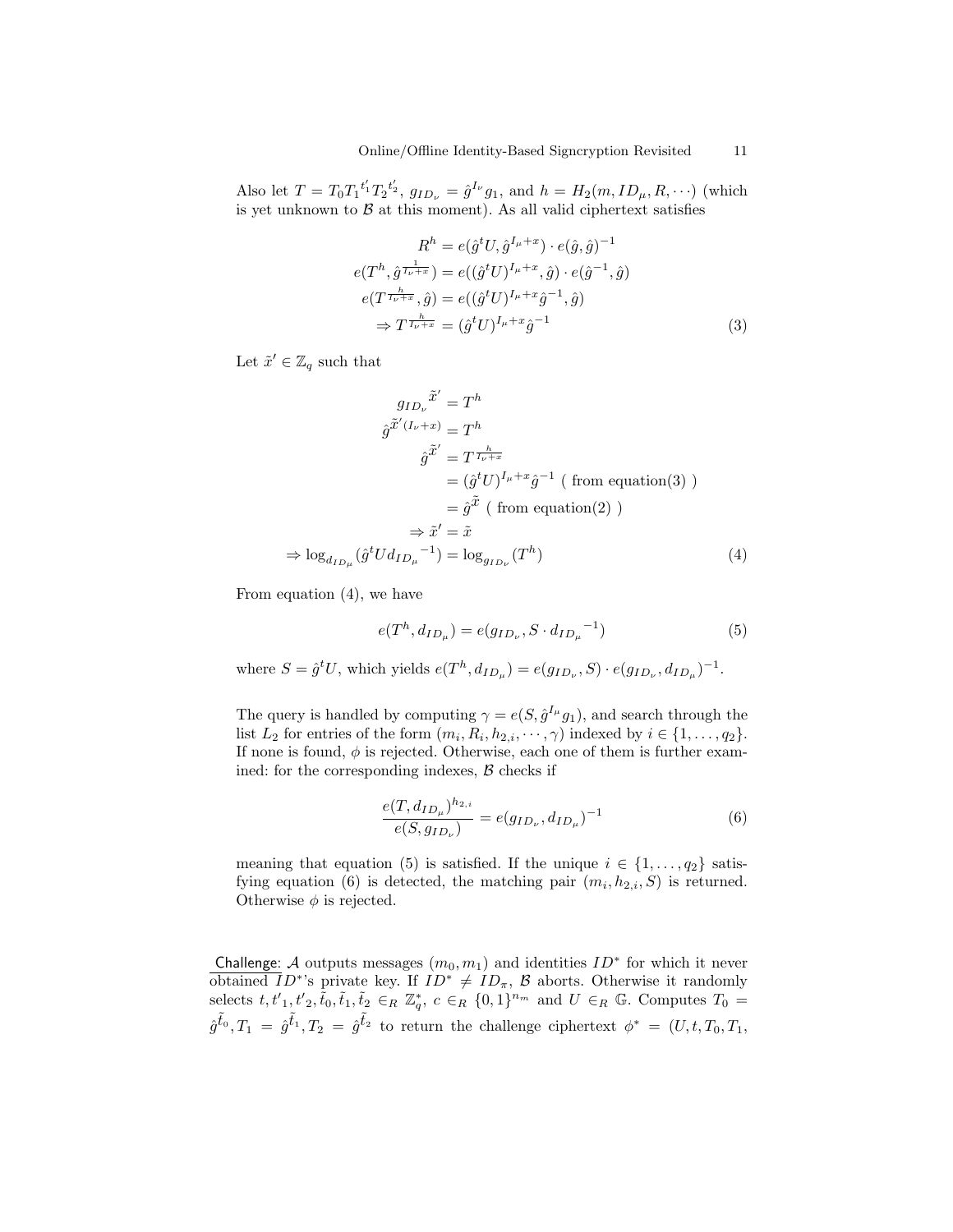Also let $T = T_0 {T_1}^{t'_1} {T_2}^{t'_2}$, $g_{ID_\nu} = \hat{g}^{I_\nu} g_1$, and $h = H_2(m, ID_\mu, R, \cdots)$ (which is yet unknown to $\mathcal{B}$ at this moment). As all valid ciphertext satisfies

$$
\begin{aligned}
R^h &= e(\hat{g}^t U, \hat{g}^{I_\mu + x}) \cdot e(\hat{g}, \hat{g})^{-1} \\
e(T^h, \hat{g}^{\frac{1}{I_\nu + x}}) &= e((\hat{g}^t U)^{I_\mu + x}, \hat{g}) \cdot e(\hat{g}^{-1}, \hat{g}) \\
e(T^{\frac{h}{I_\nu + x}}, \hat{g}) &= e((\hat{g}^t U)^{I_\mu + x} \hat{g}^{-1}, \hat{g}) \\
\Rightarrow T^{\frac{h}{I_\nu + x}} &= (\hat{g}^t U)^{I_\mu + x} \hat{g}^{-1}
\end{aligned} \tag{3}
$$

Let $\tilde{x}' \in \mathbb{Z}_q$ such that

$$
\begin{aligned}
{g_{ID_\nu}}^{\tilde{x}'} &= T^h \\
\hat{g}^{\tilde{x}'(I_\nu + x)} &= T^h \\
\hat{g}^{\tilde{x}'} &= T^{\frac{h}{I_\nu + x}} \\
&= (\hat{g}^t U)^{I_\mu + x} \hat{g}^{-1} \text{ ( from equation(3) )} \\
&= \hat{g}^{\tilde{x}} \text{ ( from equation(2) )} \\
\Rightarrow \tilde{x}' &= \tilde{x} \\
\Rightarrow \log_{d_{ID_\mu}} (\hat{g}^t U {d_{ID_\mu}}^{-1}) &= \log_{g_{ID_\nu}} (T^h)
\end{aligned} \tag{4}
$$

From equation (4), we have

$$
e(T^h, d_{ID_\mu}) = e(g_{ID_\nu}, S \cdot {d_{ID_\mu}}^{-1}) \tag{5}
$$

where $S = \hat{g}^t U$, which yields $e(T^h, d_{ID_\mu}) = e(g_{ID_\nu}, S) \cdot e(g_{ID_\nu}, d_{ID_\mu})^{-1}$.

The query is handled by computing $\gamma = e(S, \hat{g}^{I_\mu} g_1)$, and search through the list $L_2$ for entries of the form $(m_i, R_i, h_{2,i}, \cdots, \gamma)$ indexed by $i \in \{1, \ldots, q_2\}$. If none is found, $\phi$ is rejected. Otherwise, each one of them is further examined: for the corresponding indexes, $\mathcal{B}$ checks if

$$
\frac{e(T, d_{ID_\mu})^{h_{2,i}}}{e(S, g_{ID_\nu})} = e(g_{ID_\nu}, d_{ID_\mu})^{-1} \tag{6}
$$

meaning that equation (5) is satisfied. If the unique $i \in \{1, \ldots, q_2\}$ satisfying equation (6) is detected, the matching pair $(m_i, h_{2,i}, S)$ is returned. Otherwise $\phi$ is rejected.

Challenge: $\mathcal{A}$ outputs messages $(m_0, m_1)$ and identities $ID^*$ for which it never obtained $ID^*$'s private key. If $ID^* \neq ID_\pi$, $\mathcal{B}$ aborts. Otherwise it randomly selects $t, t'_1, t'_2, \tilde{t}_0, \tilde{t}_1, \tilde{t}_2 \in_R \mathbb{Z}_q^*$, $c \in_R \{0,1\}^{n_m}$ and $U \in_R \mathbb{G}$. Computes $T_0 = \hat{g}^{\tilde{t}_0}, T_1 = \hat{g}^{\tilde{t}_1}, T_2 = \hat{g}^{\tilde{t}_2}$ to return the challenge ciphertext $\phi^* = (U, t, T_0, T_1,$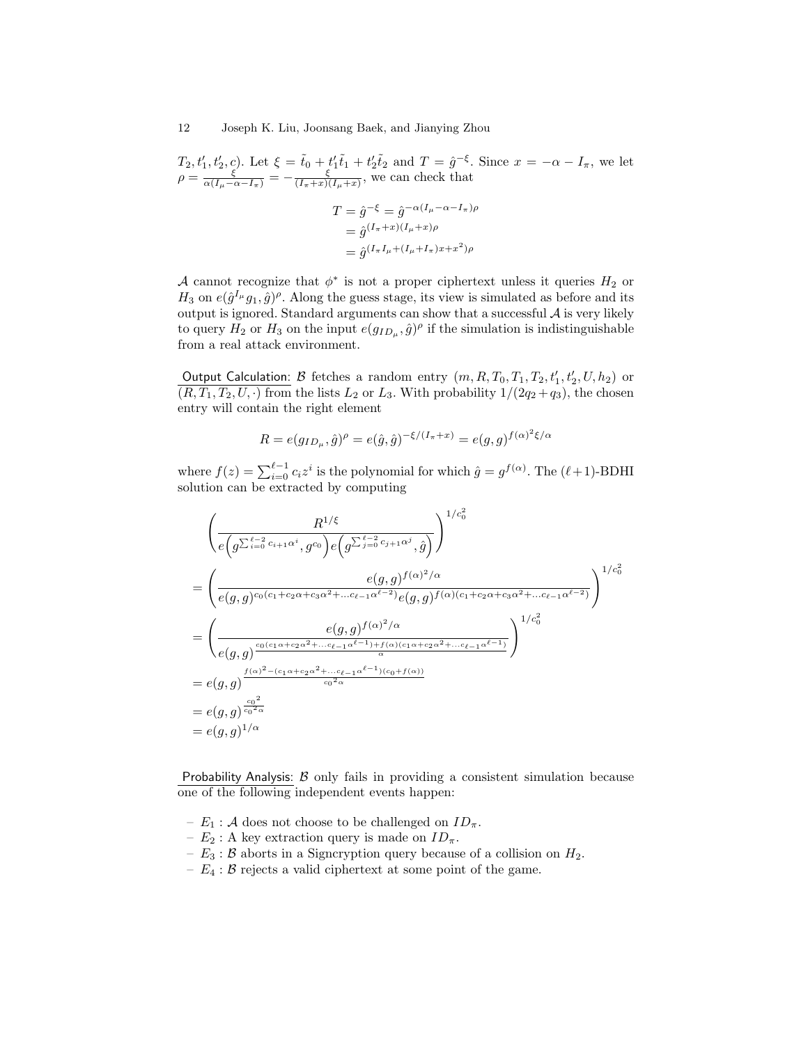$T_2, t'_1, t'_2, c)$. Let $\xi = \tilde{t}_0 + t'_1\tilde{t}_1 + t'_2\tilde{t}_2$ and $T = \hat{g}^{-\xi}$. Since $x = -\alpha - I_\pi$, we let $\rho = \frac{\xi}{\alpha(I_\mu - \alpha - I_\pi)} = -\frac{\xi}{(I_\pi + x)(I_\mu + x)}$, we can check that

$$
\begin{aligned}
T = \hat{g}^{-\xi} &= \hat{g}^{-\alpha(I_\mu - \alpha - I_\pi)\rho} \\
&= \hat{g}^{(I_\pi + x)(I_\mu + x)\rho} \\
&= \hat{g}^{(I_\pi I_\mu + (I_\mu + I_\pi)x + x^2)\rho}
\end{aligned}
$$

$\mathcal{A}$ cannot recognize that $\phi^*$ is not a proper ciphertext unless it queries $H_2$ or $H_3$ on $e(\hat{g}^{I_\mu} g_1, \hat{g})^\rho$. Along the guess stage, its view is simulated as before and its output is ignored. Standard arguments can show that a successful $\mathcal{A}$ is very likely to query $H_2$ or $H_3$ on the input $e(g_{ID_\mu}, \hat{g})^\rho$ if the simulation is indistinguishable from a real attack environment.

<u>Output Calculation:</u> $\mathcal{B}$ fetches a random entry $(m, R, T_0, T_1, T_2, t'_1, t'_2, U, h_2)$ or $(R, T_1, T_2, U, \cdot)$ from the lists $L_2$ or $L_3$. With probability $1/(2q_2 + q_3)$, the chosen entry will contain the right element

$$
R = e(g_{ID_\mu}, \hat{g})^\rho = e(\hat{g}, \hat{g})^{-\xi/(I_\pi + x)} = e(g, g)^{f(\alpha)^2 \xi/\alpha}
$$

where $f(z) = \sum_{i=0}^{\ell-1} c_i z^i$ is the polynomial for which $\hat{g} = g^{f(\alpha)}$. The $(\ell+1)$-BDHI solution can be extracted by computing

$$
\begin{aligned}
&\left( \frac{R^{1/\xi}}{e\left(g^{\sum_{i=0}^{\ell-2} c_{i+1}\alpha^i}, g^{c_0}\right) e\left(g^{\sum_{j=0}^{\ell-2} c_{j+1}\alpha^j}, \hat{g}\right)} \right)^{1/c_0^2} \\
&= \left( \frac{e(g,g)^{f(\alpha)^2/\alpha}}{e(g,g)^{c_0(c_1 + c_2\alpha + c_3\alpha^2 + \ldots c_{\ell-1}\alpha^{\ell-2})} e(g,g)^{f(\alpha)(c_1 + c_2\alpha + c_3\alpha^2 + \ldots c_{\ell-1}\alpha^{\ell-2})}} \right)^{1/c_0^2} \\
&= \left( \frac{e(g,g)^{f(\alpha)^2/\alpha}}{e(g,g)^{\frac{c_0(c_1\alpha + c_2\alpha^2 + \ldots c_{\ell-1}\alpha^{\ell-1}) + f(\alpha)(c_1\alpha + c_2\alpha^2 + \ldots c_{\ell-1}\alpha^{\ell-1})}{\alpha}}} \right)^{1/c_0^2} \\
&= e(g,g)^{\frac{f(\alpha)^2 - (c_1\alpha + c_2\alpha^2 + \ldots c_{\ell-1}\alpha^{\ell-1})(c_0 + f(\alpha))}{c_0{}^2\alpha}} \\
&= e(g,g)^{\frac{c_0{}^2}{c_0{}^2\alpha}} \\
&= e(g,g)^{1/\alpha}
\end{aligned}
$$

<u>Probability Analysis:</u> $\mathcal{B}$ only fails in providing a consistent simulation because one of the following independent events happen:

- $E_1$ : $\mathcal{A}$ does not choose to be challenged on $ID_\pi$.
- $E_2$ : A key extraction query is made on $ID_\pi$.
- $E_3$ : $\mathcal{B}$ aborts in a Signcryption query because of a collision on $H_2$.
- $E_4$ : $\mathcal{B}$ rejects a valid ciphertext at some point of the game.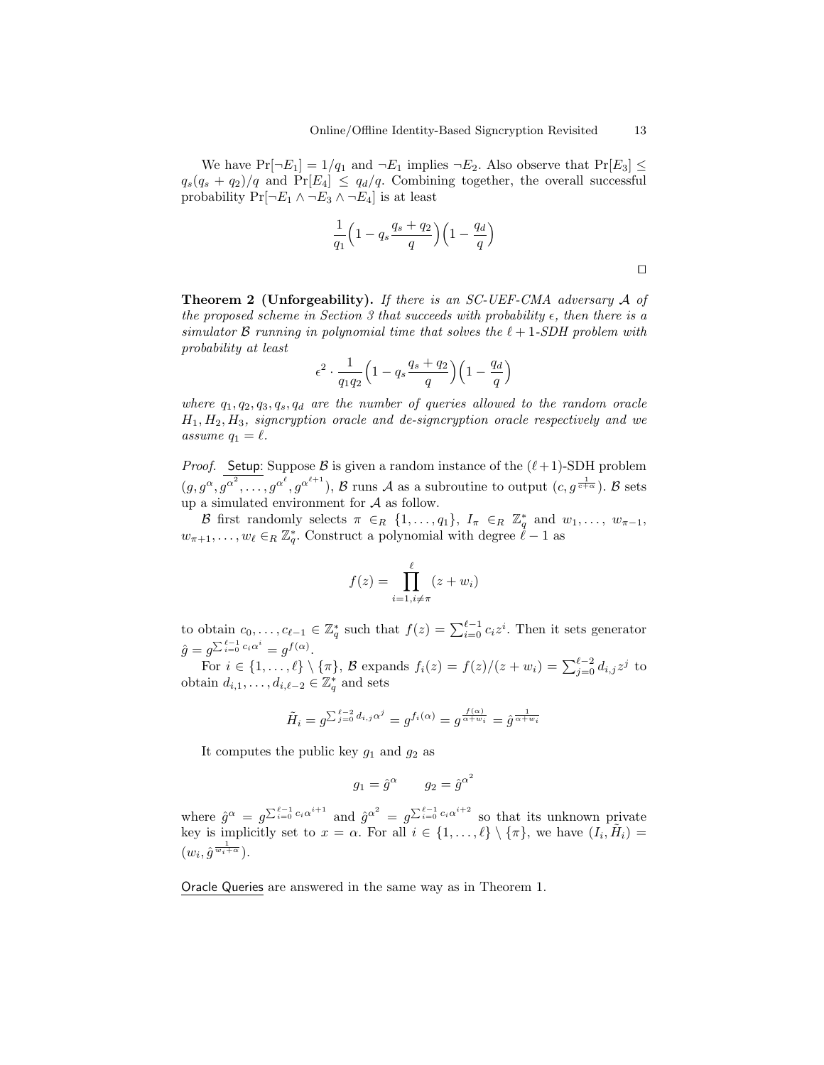We have $\Pr[\neg E_1] = 1/q_1$ and $\neg E_1$ implies $\neg E_2$. Also observe that $\Pr[E_3] \leq q_s(q_s + q_2)/q$ and $\Pr[E_4] \leq q_d/q$. Combining together, the overall successful probability $\Pr[\neg E_1 \wedge \neg E_3 \wedge \neg E_4]$ is at least

$$\frac{1}{q_1}\Big(1 - q_s\frac{q_s + q_2}{q}\Big)\Big(1 - \frac{q_d}{q}\Big)$$

□

**Theorem 2 (Unforgeability).** *If there is an SC-UEF-CMA adversary $\mathcal{A}$ of the proposed scheme in Section 3 that succeeds with probability $\epsilon$, then there is a simulator $\mathcal{B}$ running in polynomial time that solves the $\ell+1$-SDH problem with probability at least*

$$\epsilon^2 \cdot \frac{1}{q_1 q_2}\Big(1 - q_s\frac{q_s + q_2}{q}\Big)\Big(1 - \frac{q_d}{q}\Big)$$

*where $q_1, q_2, q_3, q_s, q_d$ are the number of queries allowed to the random oracle $H_1, H_2, H_3$, signcryption oracle and de-signcryption oracle respectively and we assume $q_1 = \ell$.*

*Proof.* Setup: Suppose $\mathcal{B}$ is given a random instance of the $(\ell+1)$-SDH problem $(g, g^{\alpha}, g^{\alpha^2}, \ldots, g^{\alpha^{\ell}}, g^{\alpha^{\ell+1}})$, $\mathcal{B}$ runs $\mathcal{A}$ as a subroutine to output $(c, g^{\frac{1}{c+\alpha}})$. $\mathcal{B}$ sets up a simulated environment for $\mathcal{A}$ as follow.

$\mathcal{B}$ first randomly selects $\pi \in_R \{1, \ldots, q_1\}$, $I_\pi \in_R \mathbb{Z}_q^*$ and $w_1, \ldots, w_{\pi-1}, w_{\pi+1}, \ldots, w_\ell \in_R \mathbb{Z}_q^*$. Construct a polynomial with degree $\ell - 1$ as

$$f(z) = \prod_{i=1, i\neq\pi}^{\ell} (z + w_i)$$

to obtain $c_0, \ldots, c_{\ell-1} \in \mathbb{Z}_q^*$ such that $f(z) = \sum_{i=0}^{\ell-1} c_i z^i$. Then it sets generator $\hat{g} = g^{\sum_{i=0}^{\ell-1} c_i \alpha^i} = g^{f(\alpha)}$.

For $i \in \{1, \ldots, \ell\} \setminus \{\pi\}$, $\mathcal{B}$ expands $f_i(z) = f(z)/(z + w_i) = \sum_{j=0}^{\ell-2} d_{i,j} z^j$ to obtain $d_{i,1}, \ldots, d_{i,\ell-2} \in \mathbb{Z}_q^*$ and sets

$$\tilde{H}_i = g^{\sum_{j=0}^{\ell-2} d_{i,j}\alpha^j} = g^{f_i(\alpha)} = g^{\frac{f(\alpha)}{\alpha + w_i}} = \hat{g}^{\frac{1}{\alpha + w_i}}$$

It computes the public key $g_1$ and $g_2$ as

$$g_1 = \hat{g}^{\alpha} \qquad g_2 = \hat{g}^{\alpha^2}$$

where $\hat{g}^{\alpha} = g^{\sum_{i=0}^{\ell-1} c_i \alpha^{i+1}}$ and $\hat{g}^{\alpha^2} = g^{\sum_{i=0}^{\ell-1} c_i \alpha^{i+2}}$ so that its unknown private key is implicitly set to $x = \alpha$. For all $i \in \{1, \ldots, \ell\} \setminus \{\pi\}$, we have $(I_i, \tilde{H}_i) = (w_i, \hat{g}^{\frac{1}{w_i + \alpha}})$.

Oracle Queries are answered in the same way as in Theorem 1.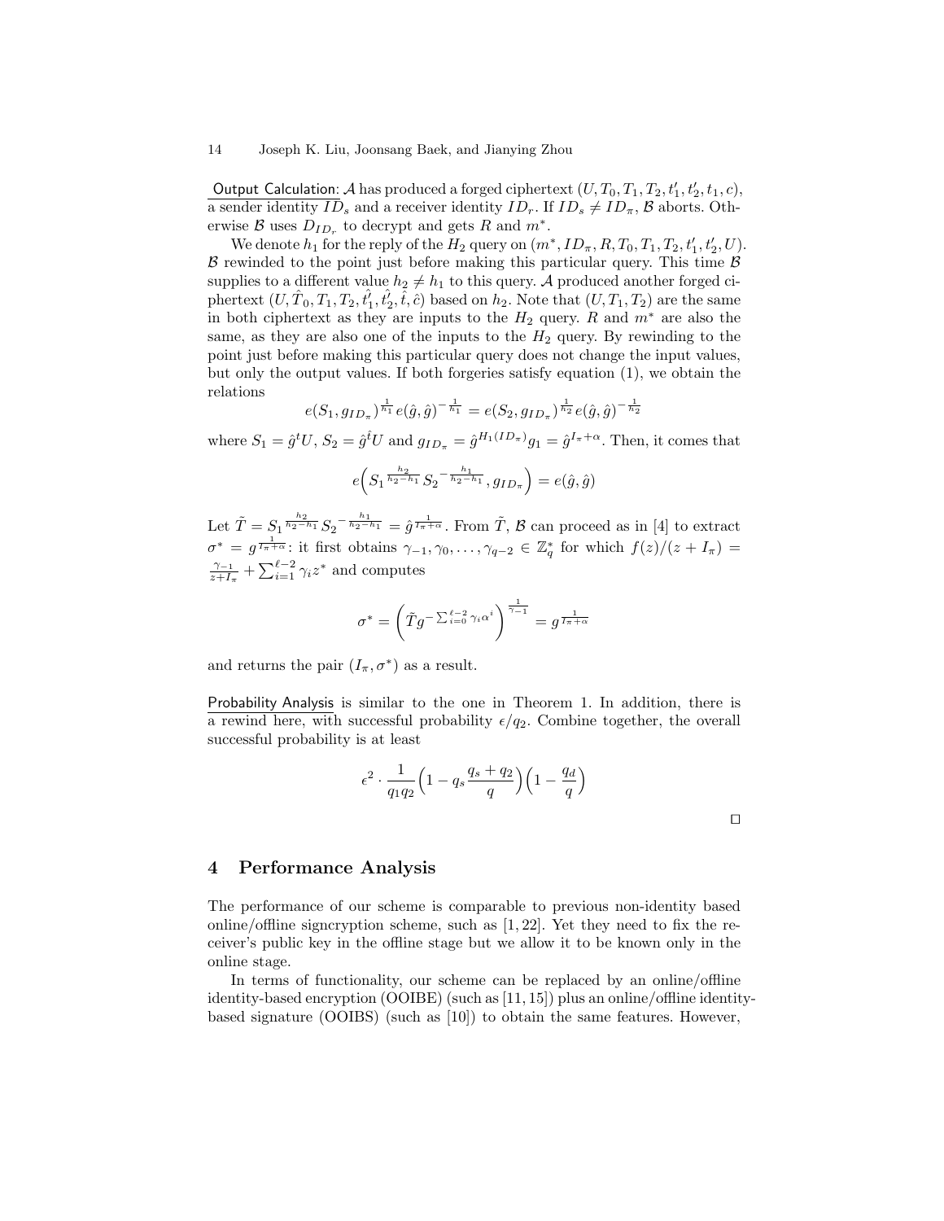<u>Output Calculation</u>: $\mathcal{A}$ has produced a forged ciphertext $(U, T_0, T_1, T_2, t_1', t_2', t_1, c)$, a sender identity $ID_s$ and a receiver identity $ID_r$. If $ID_s \neq ID_\pi$, $\mathcal{B}$ aborts. Otherwise $\mathcal{B}$ uses $D_{ID_r}$ to decrypt and gets $R$ and $m^*$.

We denote $h_1$ for the reply of the $H_2$ query on $(m^*, ID_\pi, R, T_0, T_1, T_2, t_1', t_2', U)$. $\mathcal{B}$ rewinded to the point just before making this particular query. This time $\mathcal{B}$ supplies to a different value $h_2 \neq h_1$ to this query. $\mathcal{A}$ produced another forged ciphertext $(U, \hat{T}_0, T_1, T_2, \hat{t_1'}, \hat{t_2'}, \hat{t}, \hat{c})$ based on $h_2$. Note that $(U, T_1, T_2)$ are the same in both ciphertext as they are inputs to the $H_2$ query. $R$ and $m^*$ are also the same, as they are also one of the inputs to the $H_2$ query. By rewinding to the point just before making this particular query does not change the input values, but only the output values. If both forgeries satisfy equation (1), we obtain the relations

$$e(S_1, g_{ID_\pi})^{\frac{1}{h_1}} e(\hat{g}, \hat{g})^{-\frac{1}{h_1}} = e(S_2, g_{ID_\pi})^{\frac{1}{h_2}} e(\hat{g}, \hat{g})^{-\frac{1}{h_2}}$$

where $S_1 = \hat{g}^t U$, $S_2 = \hat{g}^{\hat{t}} U$ and $g_{ID_\pi} = \hat{g}^{H_1(ID_\pi)} g_1 = \hat{g}^{I_\pi + \alpha}$. Then, it comes that

$$e\Big(S_1^{\frac{h_2}{h_2 - h_1}} S_2^{-\frac{h_1}{h_2 - h_1}}, g_{ID_\pi}\Big) = e(\hat{g}, \hat{g})$$

Let $\tilde{T} = S_1^{\frac{h_2}{h_2 - h_1}} S_2^{-\frac{h_1}{h_2 - h_1}} = \hat{g}^{\frac{1}{I_\pi + \alpha}}$. From $\tilde{T}$, $\mathcal{B}$ can proceed as in [4] to extract $\sigma^* = g^{\frac{1}{I_\pi + \alpha}}$: it first obtains $\gamma_{-1}, \gamma_0, \ldots, \gamma_{q-2} \in \mathbb{Z}_q^*$ for which $f(z)/(z + I_\pi) = \frac{\gamma_{-1}}{z + I_\pi} + \sum_{i=1}^{\ell-2} \gamma_i z^*$ and computes

$$\sigma^* = \left(\tilde{T} g^{-\sum_{i=0}^{\ell-2} \gamma_i \alpha^i}\right)^{\frac{1}{\gamma_{-1}}} = g^{\frac{1}{I_\pi + \alpha}}$$

and returns the pair $(I_\pi, \sigma^*)$ as a result.

<u>Probability Analysis</u> is similar to the one in Theorem 1. In addition, there is a rewind here, with successful probability $\epsilon / q_2$. Combine together, the overall successful probability is at least

$$\epsilon^2 \cdot \frac{1}{q_1 q_2} \Big(1 - q_s \frac{q_s + q_2}{q}\Big) \Big(1 - \frac{q_d}{q}\Big)$$

□

## 4 Performance Analysis

The performance of our scheme is comparable to previous non-identity based online/offline signcryption scheme, such as [1, 22]. Yet they need to fix the receiver's public key in the offline stage but we allow it to be known only in the online stage.

In terms of functionality, our scheme can be replaced by an online/offline identity-based encryption (OOIBE) (such as [11, 15]) plus an online/offline identity-based signature (OOIBS) (such as [10]) to obtain the same features. However,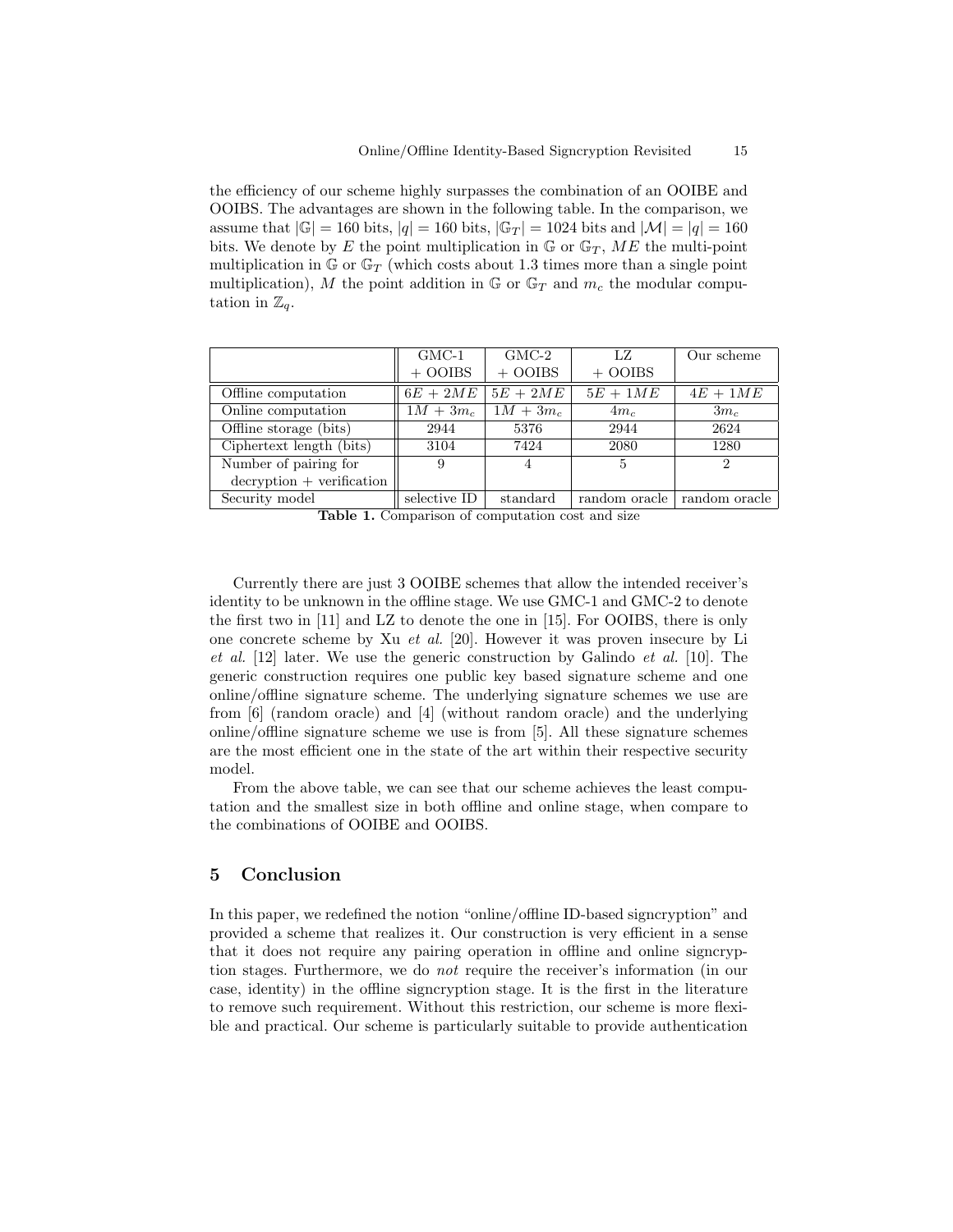the efficiency of our scheme highly surpasses the combination of an OOIBE and OOIBS. The advantages are shown in the following table. In the comparison, we assume that $|\mathbb{G}| = 160$ bits, $|q| = 160$ bits, $|\mathbb{G}_T| = 1024$ bits and $|\mathcal{M}| = |q| = 160$ bits. We denote by $E$ the point multiplication in $\mathbb{G}$ or $\mathbb{G}_T$, $ME$ the multi-point multiplication in $\mathbb{G}$ or $\mathbb{G}_T$ (which costs about 1.3 times more than a single point multiplication), $M$ the point addition in $\mathbb{G}$ or $\mathbb{G}_T$ and $m_c$ the modular computation in $\mathbb{Z}_q$.

| | GMC-1 + OOIBS | GMC-2 + OOIBS | LZ + OOIBS | Our scheme |
|---|---|---|---|---|
| Offline computation | $6E + 2ME$ | $5E + 2ME$ | $5E + 1ME$ | $4E + 1ME$ |
| Online computation | $1M + 3m_c$ | $1M + 3m_c$ | $4m_c$ | $3m_c$ |
| Offline storage (bits) | 2944 | 5376 | 2944 | 2624 |
| Ciphertext length (bits) | 3104 | 7424 | 2080 | 1280 |
| Number of pairing for decryption + verification | 9 | 4 | 5 | 2 |
| Security model | selective ID | standard | random oracle | random oracle |

**Table 1.** Comparison of computation cost and size

Currently there are just 3 OOIBE schemes that allow the intended receiver's identity to be unknown in the offline stage. We use GMC-1 and GMC-2 to denote the first two in [11] and LZ to denote the one in [15]. For OOIBS, there is only one concrete scheme by Xu *et al.* [20]. However it was proven insecure by Li *et al.* [12] later. We use the generic construction by Galindo *et al.* [10]. The generic construction requires one public key based signature scheme and one online/offline signature scheme. The underlying signature schemes we use are from [6] (random oracle) and [4] (without random oracle) and the underlying online/offline signature scheme we use is from [5]. All these signature schemes are the most efficient one in the state of the art within their respective security model.

From the above table, we can see that our scheme achieves the least computation and the smallest size in both offline and online stage, when compare to the combinations of OOIBE and OOIBS.

## 5 Conclusion

In this paper, we redefined the notion "online/offline ID-based signcryption" and provided a scheme that realizes it. Our construction is very efficient in a sense that it does not require any pairing operation in offline and online signcryption stages. Furthermore, we do *not* require the receiver's information (in our case, identity) in the offline signcryption stage. It is the first in the literature to remove such requirement. Without this restriction, our scheme is more flexible and practical. Our scheme is particularly suitable to provide authentication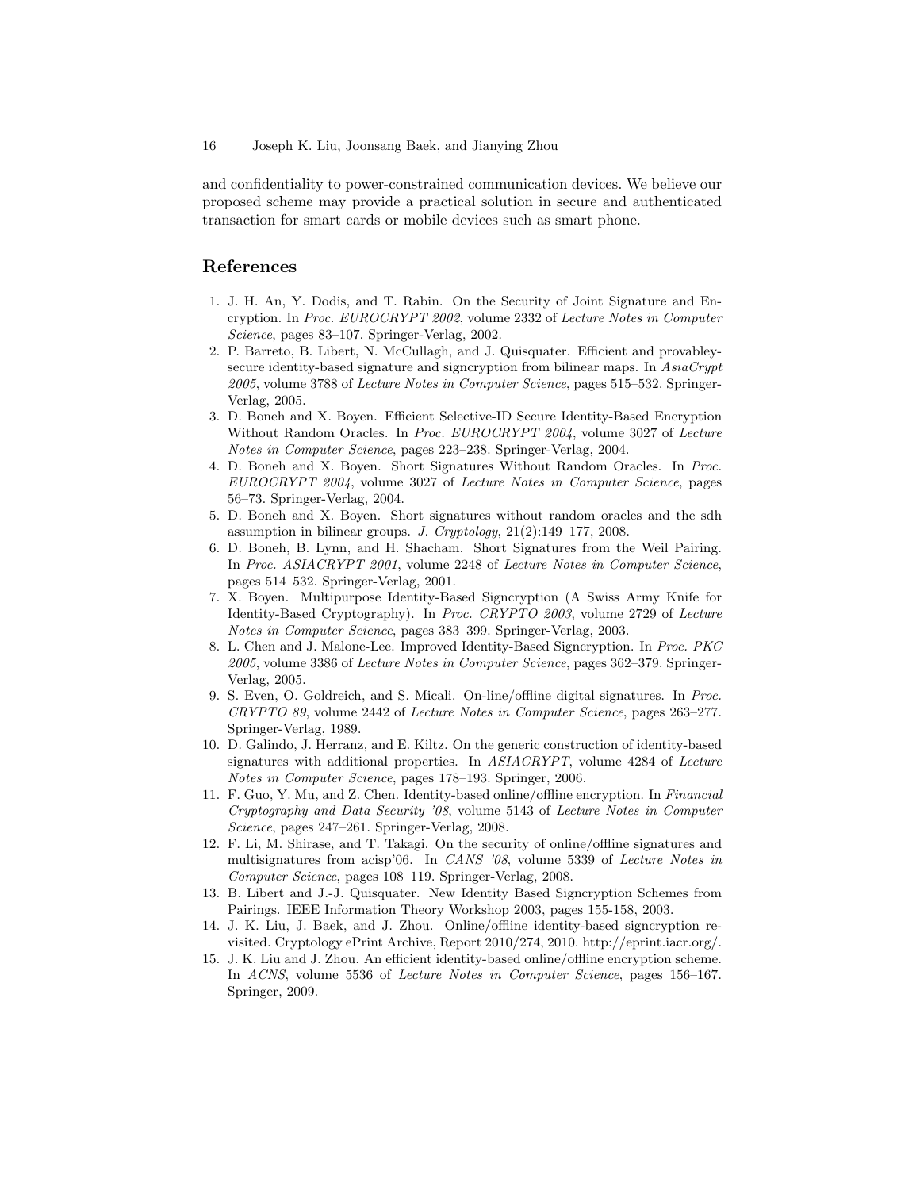and confidentiality to power-constrained communication devices. We believe our proposed scheme may provide a practical solution in secure and authenticated transaction for smart cards or mobile devices such as smart phone.

## References

1. J. H. An, Y. Dodis, and T. Rabin. On the Security of Joint Signature and Encryption. In *Proc. EUROCRYPT 2002*, volume 2332 of *Lecture Notes in Computer Science*, pages 83–107. Springer-Verlag, 2002.
2. P. Barreto, B. Libert, N. McCullagh, and J. Quisquater. Efficient and provabley-secure identity-based signature and signcryption from bilinear maps. In *AsiaCrypt 2005*, volume 3788 of *Lecture Notes in Computer Science*, pages 515–532. Springer-Verlag, 2005.
3. D. Boneh and X. Boyen. Efficient Selective-ID Secure Identity-Based Encryption Without Random Oracles. In *Proc. EUROCRYPT 2004*, volume 3027 of *Lecture Notes in Computer Science*, pages 223–238. Springer-Verlag, 2004.
4. D. Boneh and X. Boyen. Short Signatures Without Random Oracles. In *Proc. EUROCRYPT 2004*, volume 3027 of *Lecture Notes in Computer Science*, pages 56–73. Springer-Verlag, 2004.
5. D. Boneh and X. Boyen. Short signatures without random oracles and the sdh assumption in bilinear groups. *J. Cryptology*, 21(2):149–177, 2008.
6. D. Boneh, B. Lynn, and H. Shacham. Short Signatures from the Weil Pairing. In *Proc. ASIACRYPT 2001*, volume 2248 of *Lecture Notes in Computer Science*, pages 514–532. Springer-Verlag, 2001.
7. X. Boyen. Multipurpose Identity-Based Signcryption (A Swiss Army Knife for Identity-Based Cryptography). In *Proc. CRYPTO 2003*, volume 2729 of *Lecture Notes in Computer Science*, pages 383–399. Springer-Verlag, 2003.
8. L. Chen and J. Malone-Lee. Improved Identity-Based Signcryption. In *Proc. PKC 2005*, volume 3386 of *Lecture Notes in Computer Science*, pages 362–379. Springer-Verlag, 2005.
9. S. Even, O. Goldreich, and S. Micali. On-line/offline digital signatures. In *Proc. CRYPTO 89*, volume 2442 of *Lecture Notes in Computer Science*, pages 263–277. Springer-Verlag, 1989.
10. D. Galindo, J. Herranz, and E. Kiltz. On the generic construction of identity-based signatures with additional properties. In *ASIACRYPT*, volume 4284 of *Lecture Notes in Computer Science*, pages 178–193. Springer, 2006.
11. F. Guo, Y. Mu, and Z. Chen. Identity-based online/offline encryption. In *Financial Cryptography and Data Security '08*, volume 5143 of *Lecture Notes in Computer Science*, pages 247–261. Springer-Verlag, 2008.
12. F. Li, M. Shirase, and T. Takagi. On the security of online/offline signatures and multisignatures from acisp'06. In *CANS '08*, volume 5339 of *Lecture Notes in Computer Science*, pages 108–119. Springer-Verlag, 2008.
13. B. Libert and J.-J. Quisquater. New Identity Based Signcryption Schemes from Pairings. IEEE Information Theory Workshop 2003, pages 155-158, 2003.
14. J. K. Liu, J. Baek, and J. Zhou. Online/offline identity-based signcryption revisited. Cryptology ePrint Archive, Report 2010/274, 2010. http://eprint.iacr.org/.
15. J. K. Liu and J. Zhou. An efficient identity-based online/offline encryption scheme. In *ACNS*, volume 5536 of *Lecture Notes in Computer Science*, pages 156–167. Springer, 2009.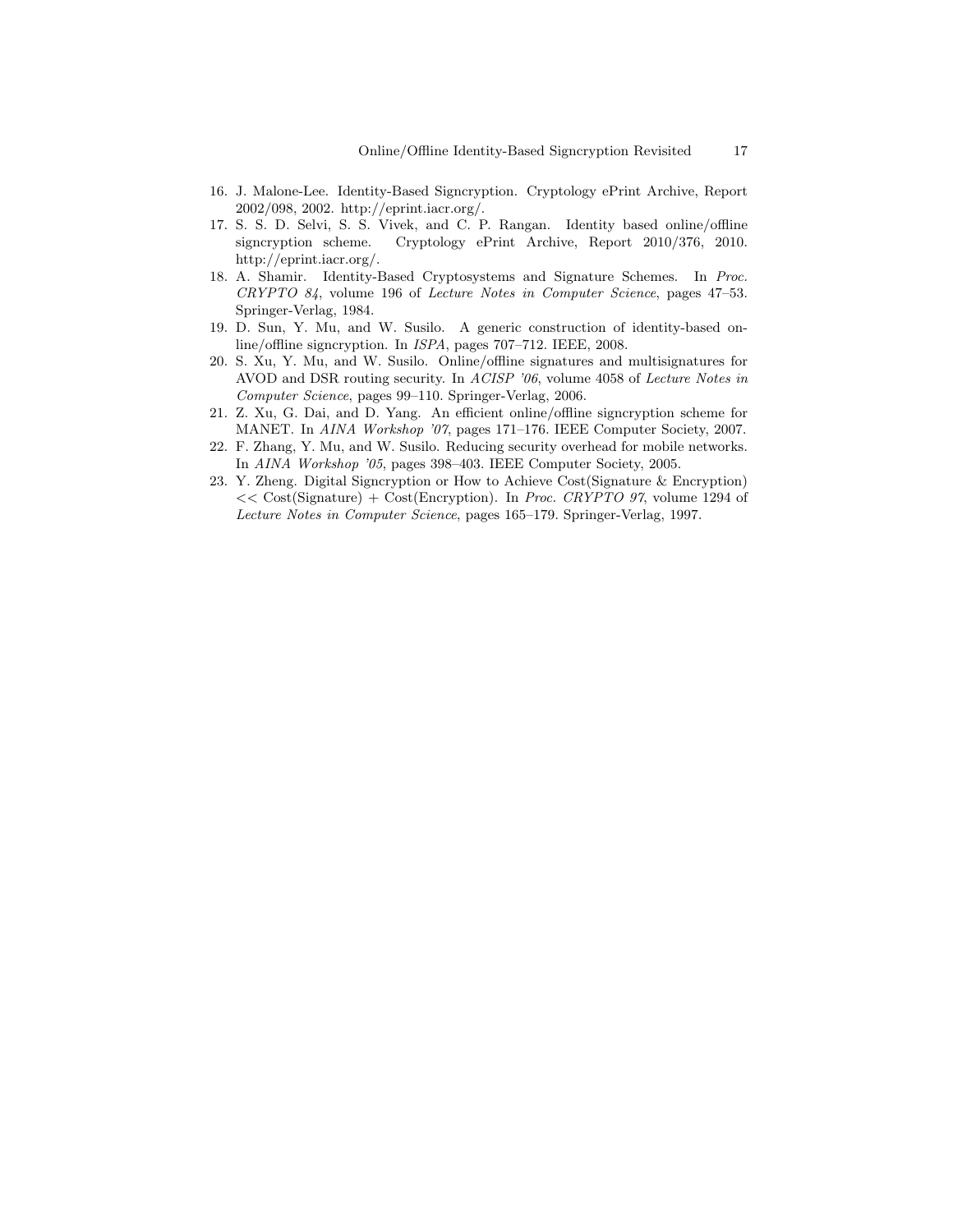16. J. Malone-Lee. Identity-Based Signcryption. Cryptology ePrint Archive, Report 2002/098, 2002. http://eprint.iacr.org/.
17. S. S. D. Selvi, S. S. Vivek, and C. P. Rangan. Identity based online/offline signcryption scheme. Cryptology ePrint Archive, Report 2010/376, 2010. http://eprint.iacr.org/.
18. A. Shamir. Identity-Based Cryptosystems and Signature Schemes. In *Proc. CRYPTO 84*, volume 196 of *Lecture Notes in Computer Science*, pages 47–53. Springer-Verlag, 1984.
19. D. Sun, Y. Mu, and W. Susilo. A generic construction of identity-based online/offline signcryption. In *ISPA*, pages 707–712. IEEE, 2008.
20. S. Xu, Y. Mu, and W. Susilo. Online/offline signatures and multisignatures for AVOD and DSR routing security. In *ACISP '06*, volume 4058 of *Lecture Notes in Computer Science*, pages 99–110. Springer-Verlag, 2006.
21. Z. Xu, G. Dai, and D. Yang. An efficient online/offline signcryption scheme for MANET. In *AINA Workshop '07*, pages 171–176. IEEE Computer Society, 2007.
22. F. Zhang, Y. Mu, and W. Susilo. Reducing security overhead for mobile networks. In *AINA Workshop '05*, pages 398–403. IEEE Computer Society, 2005.
23. Y. Zheng. Digital Signcryption or How to Achieve Cost(Signature & Encryption) << Cost(Signature) + Cost(Encryption). In *Proc. CRYPTO 97*, volume 1294 of *Lecture Notes in Computer Science*, pages 165–179. Springer-Verlag, 1997.